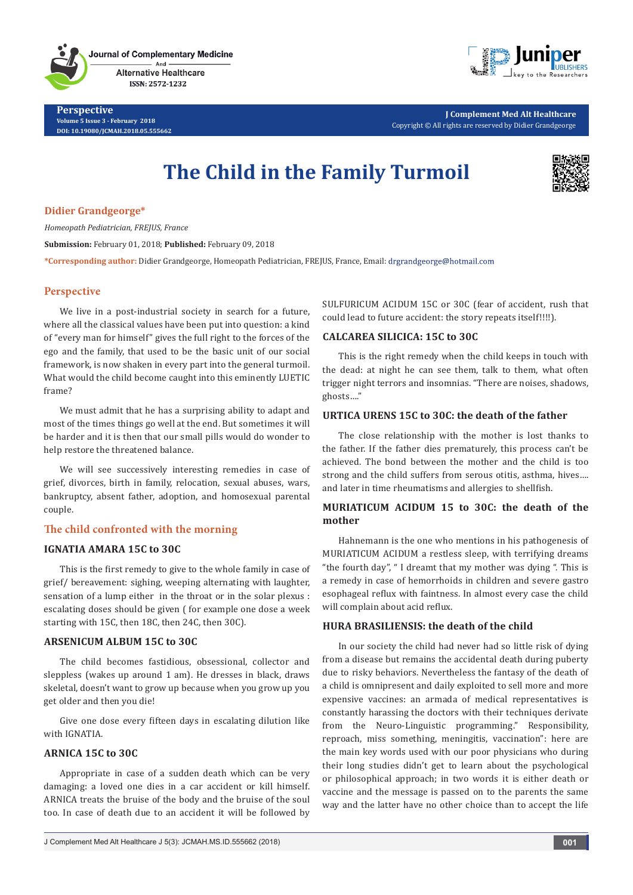Perspective

# The Child in the Family Turmoil

**Didier Grandgeorge***

*Homeopath Pediatrician, FREJUS, France*

**Submission:** February 01, 2018; **Published:** February 09, 2018

***Corresponding author:** Didier Grandgeorge, Homeopath Pediatrician, FREJUS, France, Email: drgrandgeorge@hotmail.com

## Perspective

We live in a post-industrial society in search for a future, where all the classical values have been put into question: a kind of "every man for himself" gives the full right to the forces of the ego and the family, that used to be the basic unit of our social framework, is now shaken in every part into the general turmoil. What would the child become caught into this eminently LUETIC frame?

We must admit that he has a surprising ability to adapt and most of the times things go well at the end. But sometimes it will be harder and it is then that our small pills would do wonder to help restore the threatened balance.

We will see successively interesting remedies in case of grief, divorces, birth in family, relocation, sexual abuses, wars, bankruptcy, absent father, adoption, and homosexual parental couple.

## The child confronted with the morning

### IGNATIA AMARA 15C to 30C

This is the first remedy to give to the whole family in case of grief/ bereavement: sighing, weeping alternating with laughter, sensation of a lump either in the throat or in the solar plexus : escalating doses should be given ( for example one dose a week starting with 15C, then 18C, then 24C, then 30C).

### ARSENICUM ALBUM 15C to 30C

The child becomes fastidious, obsessional, collector and slepless (wakes up around 1 am). He dresses in black, draws skeletal, doesn't want to grow up because when you grow up you get older and then you die!

Give one dose every fifteen days in escalating dilution like with IGNATIA.

### ARNICA 15C to 30C

Appropriate in case of a sudden death which can be very damaging: a loved one dies in a car accident or kill himself. ARNICA treats the bruise of the body and the bruise of the soul too. In case of death due to an accident it will be followed by SULFURICUM ACIDUM 15C or 30C (fear of accident, rush that could lead to future accident: the story repeats itself!!!!).

### CALCAREA SILICICA: 15C to 30C

This is the right remedy when the child keeps in touch with the dead: at night he can see them, talk to them, what often trigger night terrors and insomnias. "There are noises, shadows, ghosts...."

### URTICA URENS 15C to 30C: the death of the father

The close relationship with the mother is lost thanks to the father. If the father dies prematurely, this process can't be achieved. The bond between the mother and the child is too strong and the child suffers from serous otitis, asthma, hives.... and later in time rheumatisms and allergies to shellfish.

### MURIATICUM ACIDUM 15 to 30C: the death of the mother

Hahnemann is the one who mentions in his pathogenesis of MURIATICUM ACIDUM a restless sleep, with terrifying dreams "the fourth day", " I dreamt that my mother was dying ". This is a remedy in case of hemorrhoids in children and severe gastro esophageal reflux with faintness. In almost every case the child will complain about acid reflux.

### HURA BRASILIENSIS: the death of the child

In our society the child had never had so little risk of dying from a disease but remains the accidental death during puberty due to risky behaviors. Nevertheless the fantasy of the death of a child is omnipresent and daily exploited to sell more and more expensive vaccines: an armada of medical representatives is constantly harassing the doctors with their techniques derivate from the Neuro-Linguistic programming." Responsibility, reproach, miss something, meningitis, vaccination": here are the main key words used with our poor physicians who during their long studies didn't get to learn about the psychological or philosophical approach; in two words it is either death or vaccine and the message is passed on to the parents the same way and the latter have no other choice than to accept the life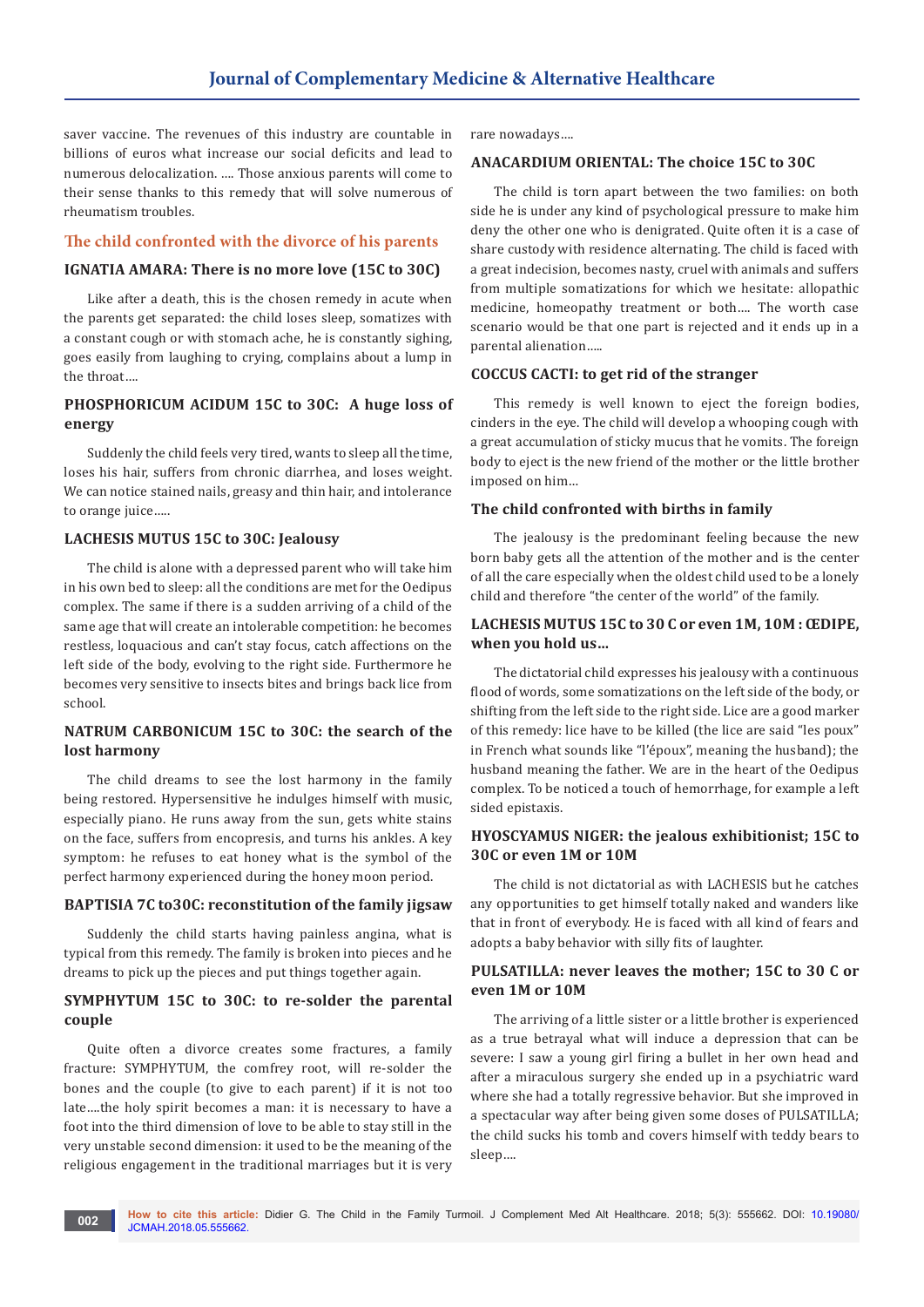saver vaccine. The revenues of this industry are countable in billions of euros what increase our social deficits and lead to numerous delocalization. .... Those anxious parents will come to their sense thanks to this remedy that will solve numerous of rheumatism troubles.

## The child confronted with the divorce of his parents

### IGNATIA AMARA: There is no more love (15C to 30C)

Like after a death, this is the chosen remedy in acute when the parents get separated: the child loses sleep, somatizes with a constant cough or with stomach ache, he is constantly sighing, goes easily from laughing to crying, complains about a lump in the throat....

### PHOSPHORICUM ACIDUM 15C to 30C: A huge loss of energy

Suddenly the child feels very tired, wants to sleep all the time, loses his hair, suffers from chronic diarrhea, and loses weight. We can notice stained nails, greasy and thin hair, and intolerance to orange juice.....

### LACHESIS MUTUS 15C to 30C: Jealousy

The child is alone with a depressed parent who will take him in his own bed to sleep: all the conditions are met for the Oedipus complex. The same if there is a sudden arriving of a child of the same age that will create an intolerable competition: he becomes restless, loquacious and can't stay focus, catch affections on the left side of the body, evolving to the right side. Furthermore he becomes very sensitive to insects bites and brings back lice from school.

### NATRUM CARBONICUM 15C to 30C: the search of the lost harmony

The child dreams to see the lost harmony in the family being restored. Hypersensitive he indulges himself with music, especially piano. He runs away from the sun, gets white stains on the face, suffers from encopresis, and turns his ankles. A key symptom: he refuses to eat honey what is the symbol of the perfect harmony experienced during the honey moon period.

### BAPTISIA 7C to30C: reconstitution of the family jigsaw

Suddenly the child starts having painless angina, what is typical from this remedy. The family is broken into pieces and he dreams to pick up the pieces and put things together again.

### SYMPHYTUM 15C to 30C: to re-solder the parental couple

Quite often a divorce creates some fractures, a family fracture: SYMPHYTUM, the comfrey root, will re-solder the bones and the couple (to give to each parent) if it is not too late....the holy spirit becomes a man: it is necessary to have a foot into the third dimension of love to be able to stay still in the very unstable second dimension: it used to be the meaning of the religious engagement in the traditional marriages but it is very rare nowadays....

### ANACARDIUM ORIENTAL: The choice 15C to 30C

The child is torn apart between the two families: on both side he is under any kind of psychological pressure to make him deny the other one who is denigrated. Quite often it is a case of share custody with residence alternating. The child is faced with a great indecision, becomes nasty, cruel with animals and suffers from multiple somatizations for which we hesitate: allopathic medicine, homeopathy treatment or both.... The worth case scenario would be that one part is rejected and it ends up in a parental alienation.....

### COCCUS CACTI: to get rid of the stranger

This remedy is well known to eject the foreign bodies, cinders in the eye. The child will develop a whooping cough with a great accumulation of sticky mucus that he vomits. The foreign body to eject is the new friend of the mother or the little brother imposed on him...

## The child confronted with births in family

The jealousy is the predominant feeling because the new born baby gets all the attention of the mother and is the center of all the care especially when the oldest child used to be a lonely child and therefore "the center of the world" of the family.

### LACHESIS MUTUS 15C to 30 C or even 1M, 10M : ŒDIPE, when you hold us...

The dictatorial child expresses his jealousy with a continuous flood of words, some somatizations on the left side of the body, or shifting from the left side to the right side. Lice are a good marker of this remedy: lice have to be killed (the lice are said "les poux" in French what sounds like "l'époux", meaning the husband); the husband meaning the father. We are in the heart of the Oedipus complex. To be noticed a touch of hemorrhage, for example a left sided epistaxis.

### HYOSCYAMUS NIGER: the jealous exhibitionist; 15C to 30C or even 1M or 10M

The child is not dictatorial as with LACHESIS but he catches any opportunities to get himself totally naked and wanders like that in front of everybody. He is faced with all kind of fears and adopts a baby behavior with silly fits of laughter.

### PULSATILLA: never leaves the mother; 15C to 30 C or even 1M or 10M

The arriving of a little sister or a little brother is experienced as a true betrayal what will induce a depression that can be severe: I saw a young girl firing a bullet in her own head and after a miraculous surgery she ended up in a psychiatric ward where she had a totally regressive behavior. But she improved in a spectacular way after being given some doses of PULSATILLA; the child sucks his tomb and covers himself with teddy bears to sleep....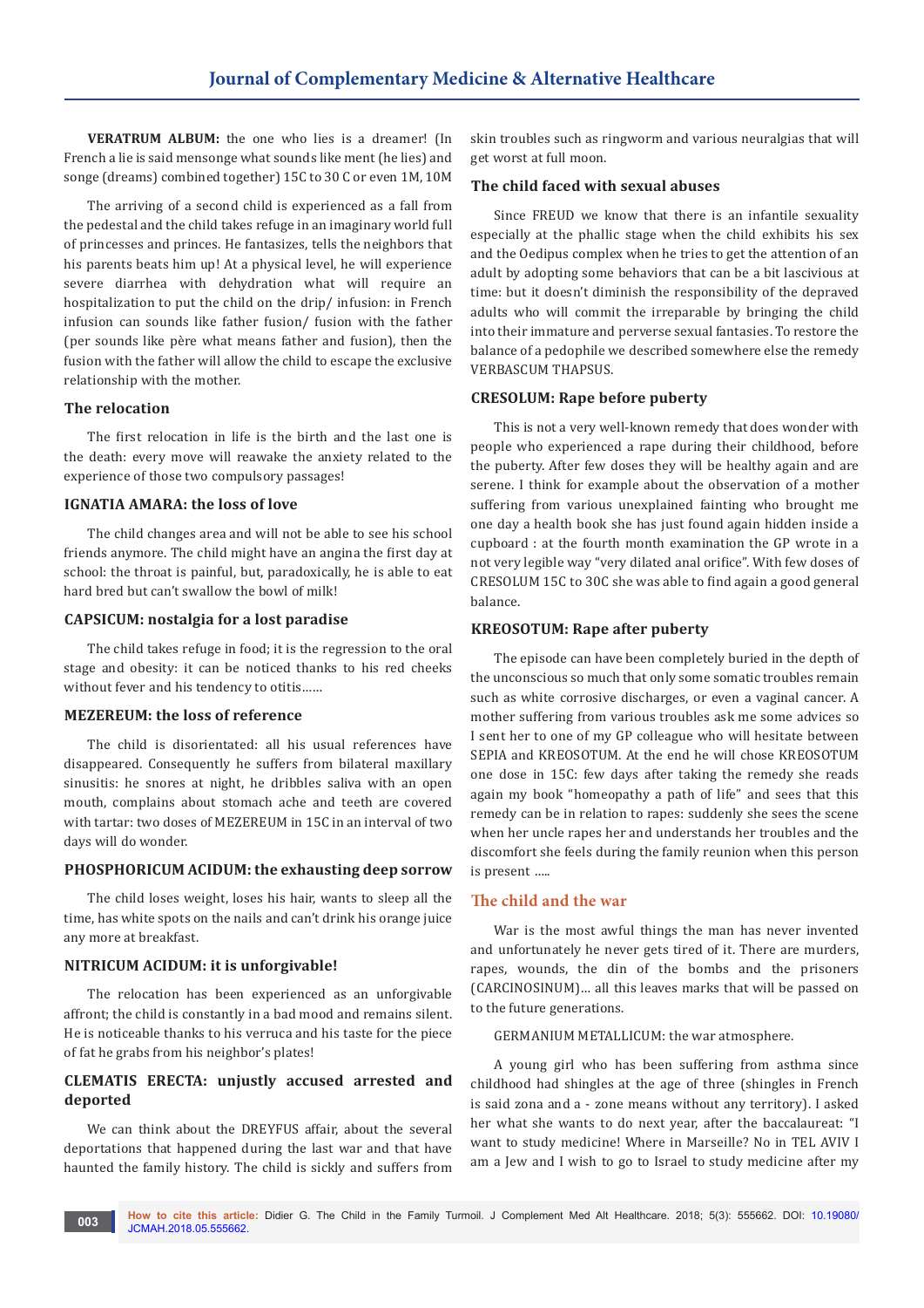**VERATRUM ALBUM:** the one who lies is a dreamer! (In French a lie is said mensonge what sounds like ment (he lies) and songe (dreams) combined together) 15C to 30 C or even 1M, 10M

The arriving of a second child is experienced as a fall from the pedestal and the child takes refuge in an imaginary world full of princesses and princes. He fantasizes, tells the neighbors that his parents beats him up! At a physical level, he will experience severe diarrhea with dehydration what will require an hospitalization to put the child on the drip/ infusion: in French infusion can sounds like father fusion/ fusion with the father (per sounds like père what means father and fusion), then the fusion with the father will allow the child to escape the exclusive relationship with the mother.

### The relocation

The first relocation in life is the birth and the last one is the death: every move will reawake the anxiety related to the experience of those two compulsory passages!

### IGNATIA AMARA: the loss of love

The child changes area and will not be able to see his school friends anymore. The child might have an angina the first day at school: the throat is painful, but, paradoxically, he is able to eat hard bred but can't swallow the bowl of milk!

### CAPSICUM: nostalgia for a lost paradise

The child takes refuge in food; it is the regression to the oral stage and obesity: it can be noticed thanks to his red cheeks without fever and his tendency to otitis……

### MEZEREUM: the loss of reference

The child is disorientated: all his usual references have disappeared. Consequently he suffers from bilateral maxillary sinusitis: he snores at night, he dribbles saliva with an open mouth, complains about stomach ache and teeth are covered with tartar: two doses of MEZEREUM in 15C in an interval of two days will do wonder.

### PHOSPHORICUM ACIDUM: the exhausting deep sorrow

The child loses weight, loses his hair, wants to sleep all the time, has white spots on the nails and can't drink his orange juice any more at breakfast.

### NITRICUM ACIDUM: it is unforgivable!

The relocation has been experienced as an unforgivable affront; the child is constantly in a bad mood and remains silent. He is noticeable thanks to his verruca and his taste for the piece of fat he grabs from his neighbor's plates!

### CLEMATIS ERECTA: unjustly accused arrested and deported

We can think about the DREYFUS affair, about the several deportations that happened during the last war and that have haunted the family history. The child is sickly and suffers from skin troubles such as ringworm and various neuralgias that will get worst at full moon.

### The child faced with sexual abuses

Since FREUD we know that there is an infantile sexuality especially at the phallic stage when the child exhibits his sex and the Oedipus complex when he tries to get the attention of an adult by adopting some behaviors that can be a bit lascivious at time: but it doesn't diminish the responsibility of the depraved adults who will commit the irreparable by bringing the child into their immature and perverse sexual fantasies. To restore the balance of a pedophile we described somewhere else the remedy VERBASCUM THAPSUS.

### CRESOLUM: Rape before puberty

This is not a very well-known remedy that does wonder with people who experienced a rape during their childhood, before the puberty. After few doses they will be healthy again and are serene. I think for example about the observation of a mother suffering from various unexplained fainting who brought me one day a health book she has just found again hidden inside a cupboard : at the fourth month examination the GP wrote in a not very legible way "very dilated anal orifice". With few doses of CRESOLUM 15C to 30C she was able to find again a good general balance.

### KREOSOTUM: Rape after puberty

The episode can have been completely buried in the depth of the unconscious so much that only some somatic troubles remain such as white corrosive discharges, or even a vaginal cancer. A mother suffering from various troubles ask me some advices so I sent her to one of my GP colleague who will hesitate between SEPIA and KREOSOTUM. At the end he will chose KREOSOTUM one dose in 15C: few days after taking the remedy she reads again my book "homeopathy a path of life" and sees that this remedy can be in relation to rapes: suddenly she sees the scene when her uncle rapes her and understands her troubles and the discomfort she feels during the family reunion when this person is present .....

## The child and the war

War is the most awful things the man has never invented and unfortunately he never gets tired of it. There are murders, rapes, wounds, the din of the bombs and the prisoners (CARCINOSINUM)... all this leaves marks that will be passed on to the future generations.

GERMANIUM METALLICUM: the war atmosphere.

A young girl who has been suffering from asthma since childhood had shingles at the age of three (shingles in French is said zona and a - zone means without any territory). I asked her what she wants to do next year, after the baccalaureat: "I want to study medicine! Where in Marseille? No in TEL AVIV I am a Jew and I wish to go to Israel to study medicine after my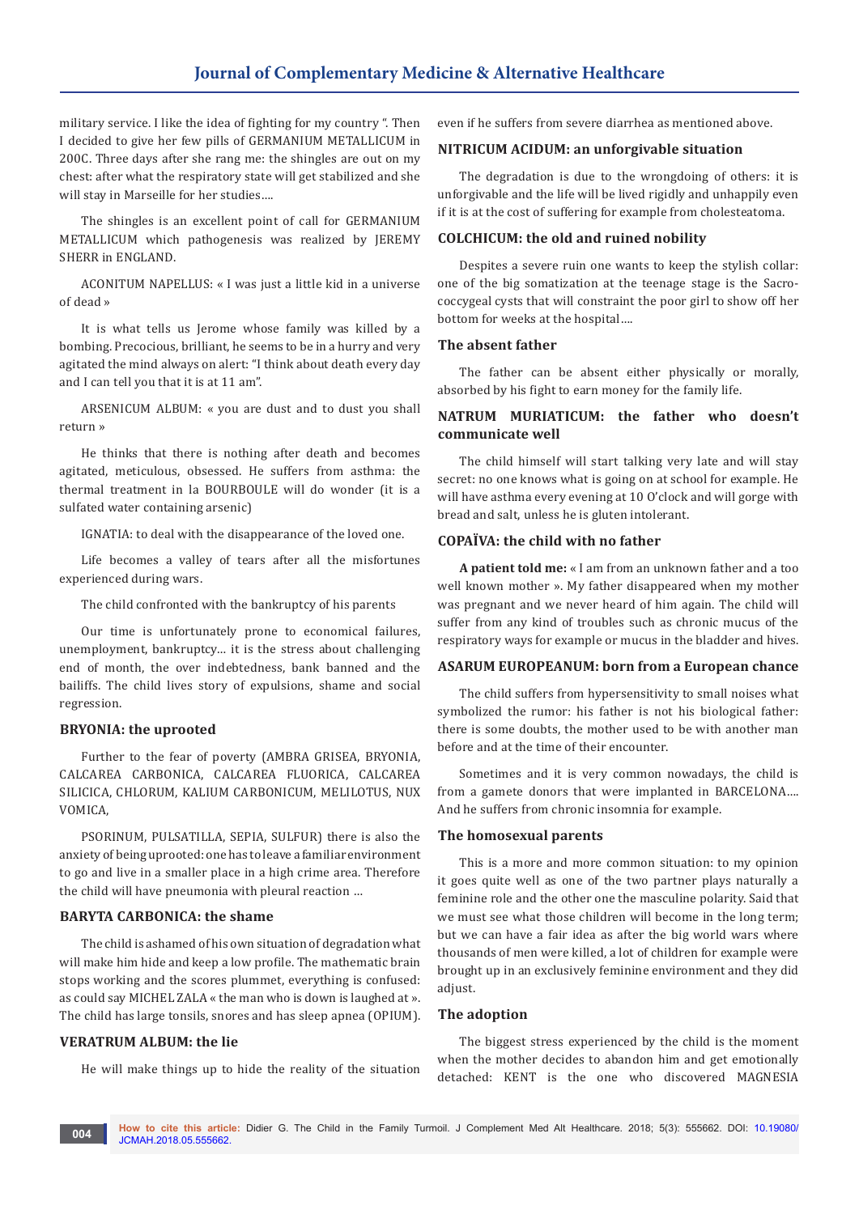military service. I like the idea of fighting for my country ". Then I decided to give her few pills of GERMANIUM METALLICUM in 200C. Three days after she rang me: the shingles are out on my chest: after what the respiratory state will get stabilized and she will stay in Marseille for her studies….

The shingles is an excellent point of call for GERMANIUM METALLICUM which pathogenesis was realized by JEREMY SHERR in ENGLAND.

ACONITUM NAPELLUS: « I was just a little kid in a universe of dead »

It is what tells us Jerome whose family was killed by a bombing. Precocious, brilliant, he seems to be in a hurry and very agitated the mind always on alert: "I think about death every day and I can tell you that it is at 11 am".

ARSENICUM ALBUM: « you are dust and to dust you shall return »

He thinks that there is nothing after death and becomes agitated, meticulous, obsessed. He suffers from asthma: the thermal treatment in la BOURBOULE will do wonder (it is a sulfated water containing arsenic)

IGNATIA: to deal with the disappearance of the loved one.

Life becomes a valley of tears after all the misfortunes experienced during wars.

The child confronted with the bankruptcy of his parents

Our time is unfortunately prone to economical failures, unemployment, bankruptcy… it is the stress about challenging end of month, the over indebtedness, bank banned and the bailiffs. The child lives story of expulsions, shame and social regression.

### BRYONIA: the uprooted

Further to the fear of poverty (AMBRA GRISEA, BRYONIA, CALCAREA CARBONICA, CALCAREA FLUORICA, CALCAREA SILICICA, CHLORUM, KALIUM CARBONICUM, MELILOTUS, NUX VOMICA,

PSORINUM, PULSATILLA, SEPIA, SULFUR) there is also the anxiety of being uprooted: one has to leave a familiar environment to go and live in a smaller place in a high crime area. Therefore the child will have pneumonia with pleural reaction …

### BARYTA CARBONICA: the shame

The child is ashamed of his own situation of degradation what will make him hide and keep a low profile. The mathematic brain stops working and the scores plummet, everything is confused: as could say MICHEL ZALA « the man who is down is laughed at ». The child has large tonsils, snores and has sleep apnea (OPIUM).

### VERATRUM ALBUM: the lie

He will make things up to hide the reality of the situation even if he suffers from severe diarrhea as mentioned above.

### NITRICUM ACIDUM: an unforgivable situation

The degradation is due to the wrongdoing of others: it is unforgivable and the life will be lived rigidly and unhappily even if it is at the cost of suffering for example from cholesteatoma.

### COLCHICUM: the old and ruined nobility

Despites a severe ruin one wants to keep the stylish collar: one of the big somatization at the teenage stage is the Sacro-coccygeal cysts that will constraint the poor girl to show off her bottom for weeks at the hospital….

### The absent father

The father can be absent either physically or morally, absorbed by his fight to earn money for the family life.

### NATRUM MURIATICUM: the father who doesn't communicate well

The child himself will start talking very late and will stay secret: no one knows what is going on at school for example. He will have asthma every evening at 10 O'clock and will gorge with bread and salt, unless he is gluten intolerant.

### COPAÏVA: the child with no father

**A patient told me:** « I am from an unknown father and a too well known mother ». My father disappeared when my mother was pregnant and we never heard of him again. The child will suffer from any kind of troubles such as chronic mucus of the respiratory ways for example or mucus in the bladder and hives.

### ASARUM EUROPEANUM: born from a European chance

The child suffers from hypersensitivity to small noises what symbolized the rumor: his father is not his biological father: there is some doubts, the mother used to be with another man before and at the time of their encounter.

Sometimes and it is very common nowadays, the child is from a gamete donors that were implanted in BARCELONA…. And he suffers from chronic insomnia for example.

### The homosexual parents

This is a more and more common situation: to my opinion it goes quite well as one of the two partner plays naturally a feminine role and the other one the masculine polarity. Said that we must see what those children will become in the long term; but we can have a fair idea as after the big world wars where thousands of men were killed, a lot of children for example were brought up in an exclusively feminine environment and they did adjust.

### The adoption

The biggest stress experienced by the child is the moment when the mother decides to abandon him and get emotionally detached: KENT is the one who discovered MAGNESIA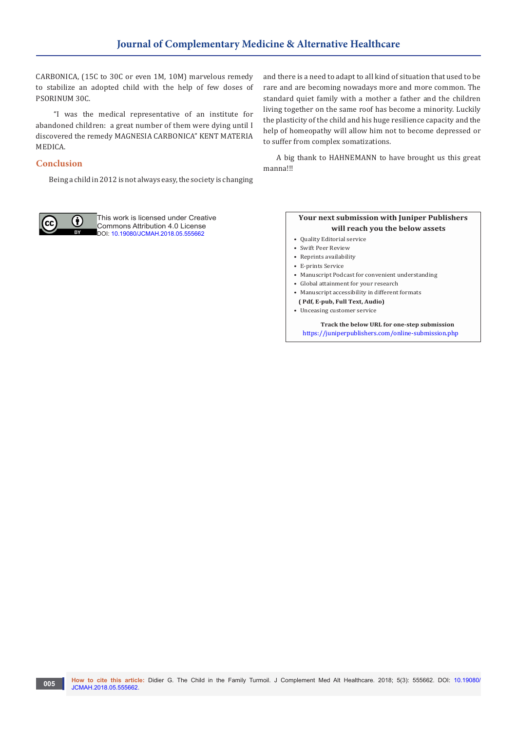CARBONICA, (15C to 30C or even 1M, 10M) marvelous remedy to stabilize an adopted child with the help of few doses of PSORINUM 30C.

"I was the medical representative of an institute for abandoned children: a great number of them were dying until I discovered the remedy MAGNESIA CARBONICA" KENT MATERIA MEDICA.

## Conclusion

Being a child in 2012 is not always easy, the society is changing and there is a need to adapt to all kind of situation that used to be rare and are becoming nowadays more and more common. The standard quiet family with a mother a father and the children living together on the same roof has become a minority. Luckily the plasticity of the child and his huge resilience capacity and the help of homeopathy will allow him not to become depressed or to suffer from complex somatizations.

A big thank to HAHNEMANN to have brought us this great manna!!!

This work is licensed under Creative Commons Attribution 4.0 License
DOI: 10.19080/JCMAH.2018.05.555662

**Your next submission with Juniper Publishers will reach you the below assets**

- Quality Editorial service
- Swift Peer Review
- Reprints availability
- E-prints Service
- Manuscript Podcast for convenient understanding
- Global attainment for your research
- Manuscript accessibility in different formats
  **( Pdf, E-pub, Full Text, Audio)**
- Unceasing customer service

**Track the below URL for one-step submission**
https://juniperpublishers.com/online-submission.php

**How to cite this article:** Didier G. The Child in the Family Turmoil. J Complement Med Alt Healthcare. 2018; 5(3): 555662. DOI: 10.19080/JCMAH.2018.05.555662.